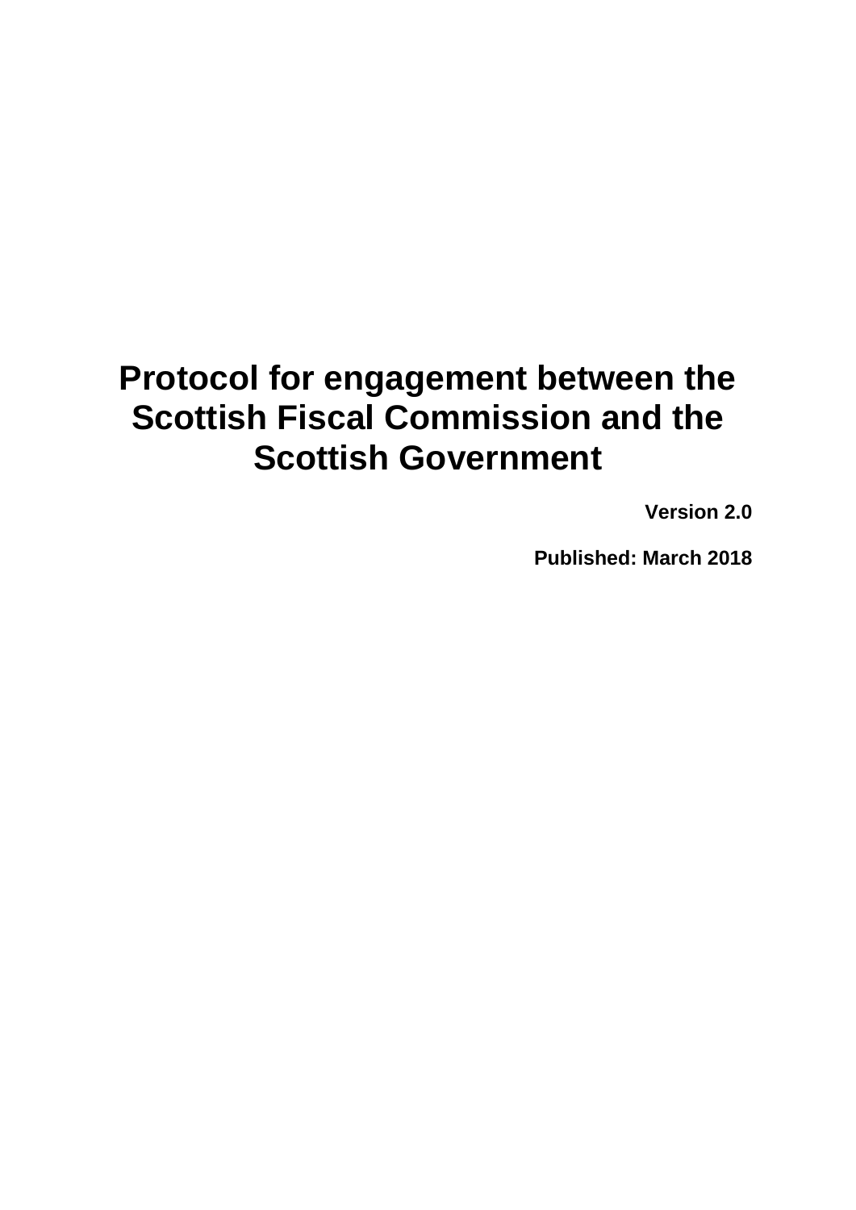# Protocol for engagement between the Scottish Fiscal Commission and the Scottish Government

**Version 2.0**

**Published: March 2018**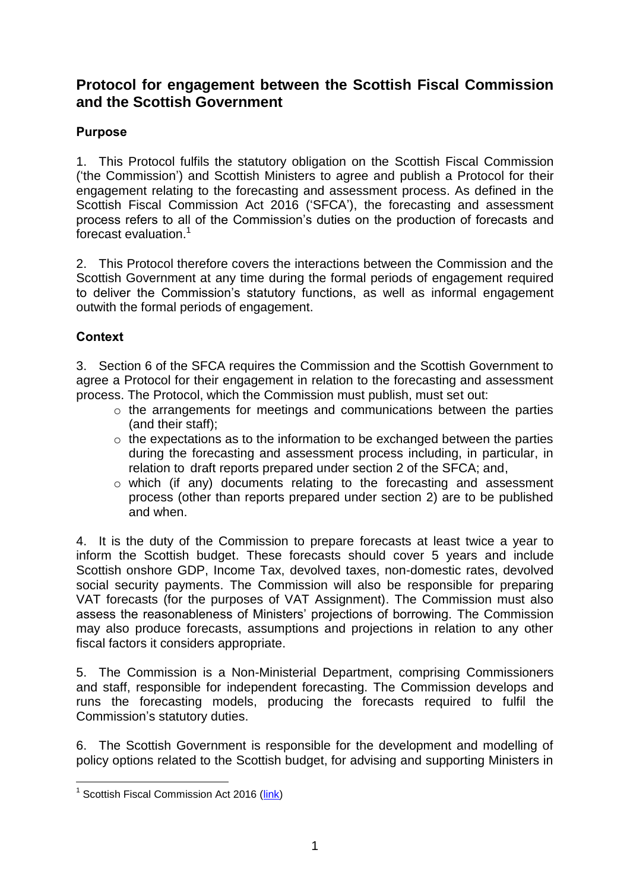# Protocol for engagement between the Scottish Fiscal Commission and the Scottish Government

## Purpose

1. This Protocol fulfils the statutory obligation on the Scottish Fiscal Commission ('the Commission') and Scottish Ministers to agree and publish a Protocol for their engagement relating to the forecasting and assessment process. As defined in the Scottish Fiscal Commission Act 2016 ('SFCA'), the forecasting and assessment process refers to all of the Commission's duties on the production of forecasts and forecast evaluation.[1]

2. This Protocol therefore covers the interactions between the Commission and the Scottish Government at any time during the formal periods of engagement required to deliver the Commission's statutory functions, as well as informal engagement outwith the formal periods of engagement.

## Context

3. Section 6 of the SFCA requires the Commission and the Scottish Government to agree a Protocol for their engagement in relation to the forecasting and assessment process. The Protocol, which the Commission must publish, must set out:

- the arrangements for meetings and communications between the parties (and their staff);
- the expectations as to the information to be exchanged between the parties during the forecasting and assessment process including, in particular, in relation to draft reports prepared under section 2 of the SFCA; and,
- which (if any) documents relating to the forecasting and assessment process (other than reports prepared under section 2) are to be published and when.

4. It is the duty of the Commission to prepare forecasts at least twice a year to inform the Scottish budget. These forecasts should cover 5 years and include Scottish onshore GDP, Income Tax, devolved taxes, non-domestic rates, devolved social security payments. The Commission will also be responsible for preparing VAT forecasts (for the purposes of VAT Assignment). The Commission must also assess the reasonableness of Ministers' projections of borrowing. The Commission may also produce forecasts, assumptions and projections in relation to any other fiscal factors it considers appropriate.

5. The Commission is a Non-Ministerial Department, comprising Commissioners and staff, responsible for independent forecasting. The Commission develops and runs the forecasting models, producing the forecasts required to fulfil the Commission's statutory duties.

6. The Scottish Government is responsible for the development and modelling of policy options related to the Scottish budget, for advising and supporting Ministers in

[1] Scottish Fiscal Commission Act 2016 (link)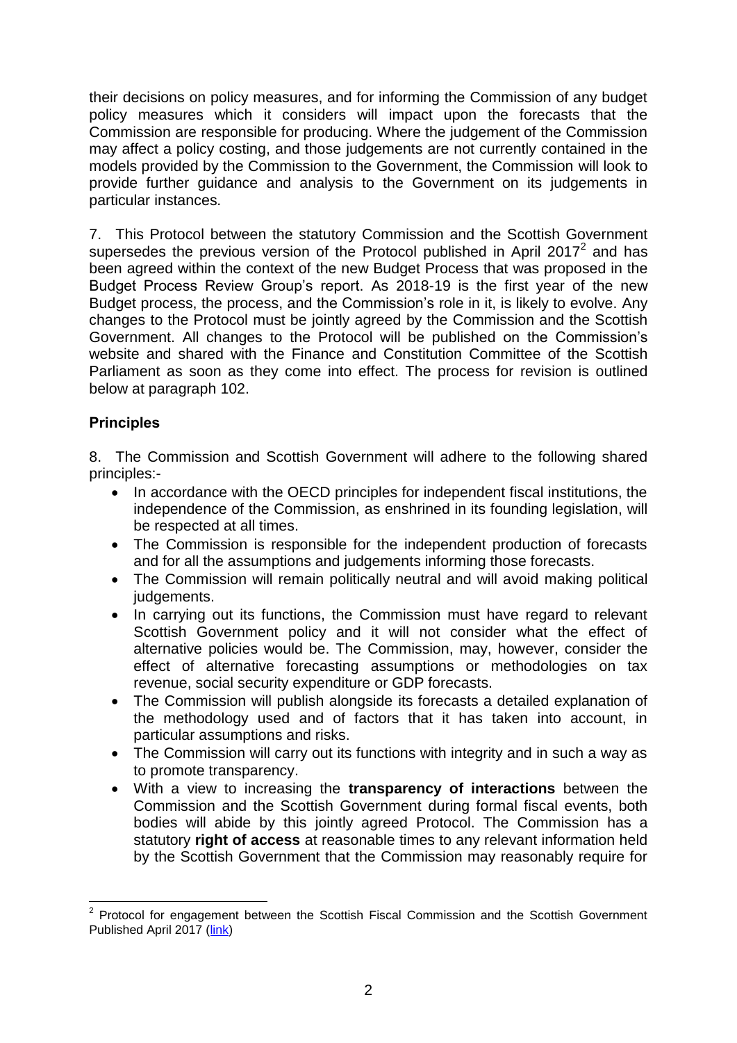their decisions on policy measures, and for informing the Commission of any budget policy measures which it considers will impact upon the forecasts that the Commission are responsible for producing. Where the judgement of the Commission may affect a policy costing, and those judgements are not currently contained in the models provided by the Commission to the Government, the Commission will look to provide further guidance and analysis to the Government on its judgements in particular instances.

7. This Protocol between the statutory Commission and the Scottish Government supersedes the previous version of the Protocol published in April 2017[2] and has been agreed within the context of the new Budget Process that was proposed in the Budget Process Review Group's report. As 2018-19 is the first year of the new Budget process, the process, and the Commission's role in it, is likely to evolve. Any changes to the Protocol must be jointly agreed by the Commission and the Scottish Government. All changes to the Protocol will be published on the Commission's website and shared with the Finance and Constitution Committee of the Scottish Parliament as soon as they come into effect. The process for revision is outlined below at paragraph 102.

## Principles

8. The Commission and Scottish Government will adhere to the following shared principles:-

- In accordance with the OECD principles for independent fiscal institutions, the independence of the Commission, as enshrined in its founding legislation, will be respected at all times.
- The Commission is responsible for the independent production of forecasts and for all the assumptions and judgements informing those forecasts.
- The Commission will remain politically neutral and will avoid making political judgements.
- In carrying out its functions, the Commission must have regard to relevant Scottish Government policy and it will not consider what the effect of alternative policies would be. The Commission, may, however, consider the effect of alternative forecasting assumptions or methodologies on tax revenue, social security expenditure or GDP forecasts.
- The Commission will publish alongside its forecasts a detailed explanation of the methodology used and of factors that it has taken into account, in particular assumptions and risks.
- The Commission will carry out its functions with integrity and in such a way as to promote transparency.
- With a view to increasing the **transparency of interactions** between the Commission and the Scottish Government during formal fiscal events, both bodies will abide by this jointly agreed Protocol. The Commission has a statutory **right of access** at reasonable times to any relevant information held by the Scottish Government that the Commission may reasonably require for

---

[2] Protocol for engagement between the Scottish Fiscal Commission and the Scottish Government Published April 2017 (link)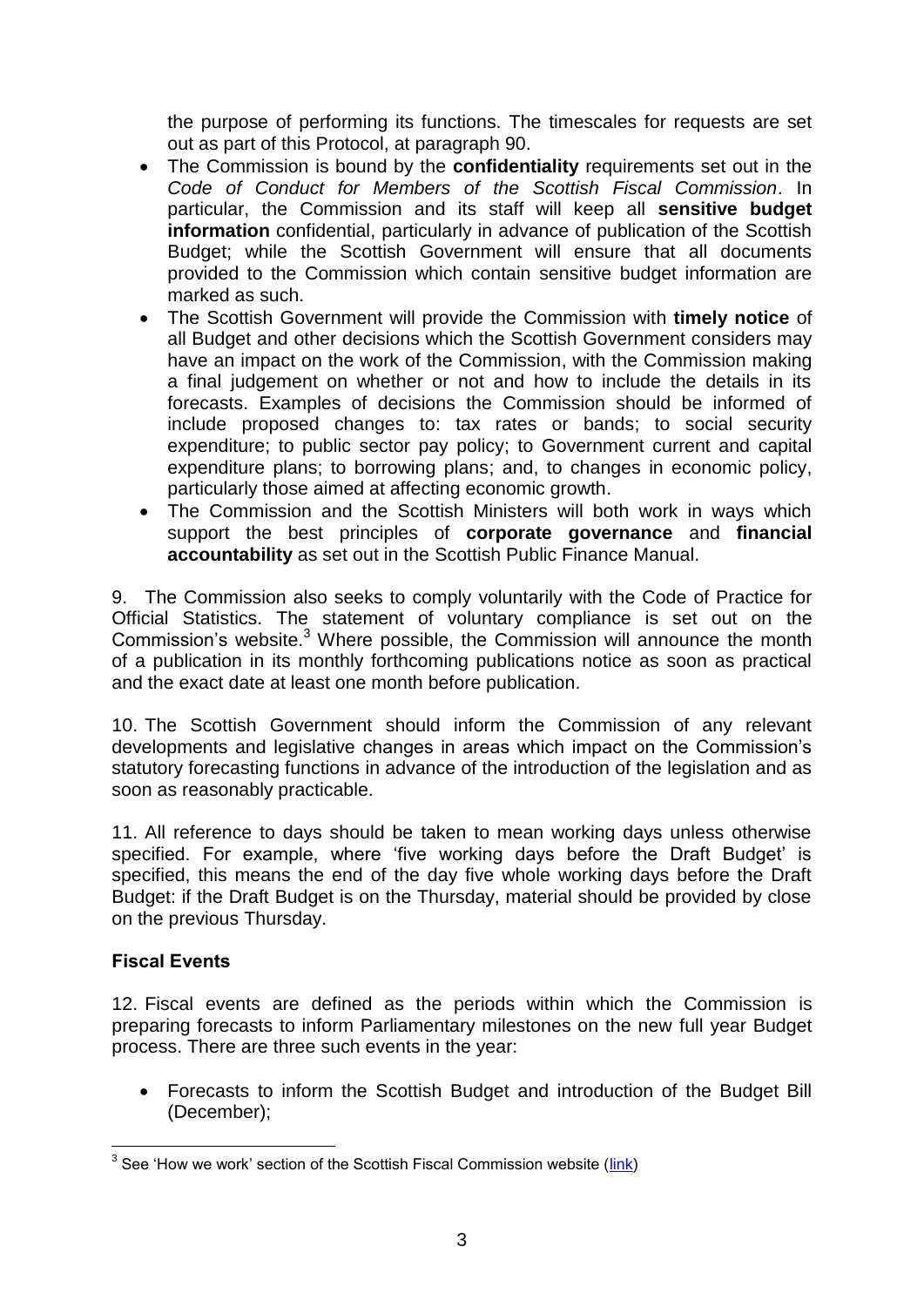the purpose of performing its functions. The timescales for requests are set out as part of this Protocol, at paragraph 90.

- The Commission is bound by the **confidentiality** requirements set out in the *Code of Conduct for Members of the Scottish Fiscal Commission*. In particular, the Commission and its staff will keep all **sensitive budget information** confidential, particularly in advance of publication of the Scottish Budget; while the Scottish Government will ensure that all documents provided to the Commission which contain sensitive budget information are marked as such.
- The Scottish Government will provide the Commission with **timely notice** of all Budget and other decisions which the Scottish Government considers may have an impact on the work of the Commission, with the Commission making a final judgement on whether or not and how to include the details in its forecasts. Examples of decisions the Commission should be informed of include proposed changes to: tax rates or bands; to social security expenditure; to public sector pay policy; to Government current and capital expenditure plans; to borrowing plans; and, to changes in economic policy, particularly those aimed at affecting economic growth.
- The Commission and the Scottish Ministers will both work in ways which support the best principles of **corporate governance** and **financial accountability** as set out in the Scottish Public Finance Manual.

9. The Commission also seeks to comply voluntarily with the Code of Practice for Official Statistics. The statement of voluntary compliance is set out on the Commission's website.[3] Where possible, the Commission will announce the month of a publication in its monthly forthcoming publications notice as soon as practical and the exact date at least one month before publication.

10. The Scottish Government should inform the Commission of any relevant developments and legislative changes in areas which impact on the Commission's statutory forecasting functions in advance of the introduction of the legislation and as soon as reasonably practicable.

11. All reference to days should be taken to mean working days unless otherwise specified. For example, where 'five working days before the Draft Budget' is specified, this means the end of the day five whole working days before the Draft Budget: if the Draft Budget is on the Thursday, material should be provided by close on the previous Thursday.

**Fiscal Events**

12. Fiscal events are defined as the periods within which the Commission is preparing forecasts to inform Parliamentary milestones on the new full year Budget process. There are three such events in the year:

- Forecasts to inform the Scottish Budget and introduction of the Budget Bill (December);

[3] See 'How we work' section of the Scottish Fiscal Commission website (link)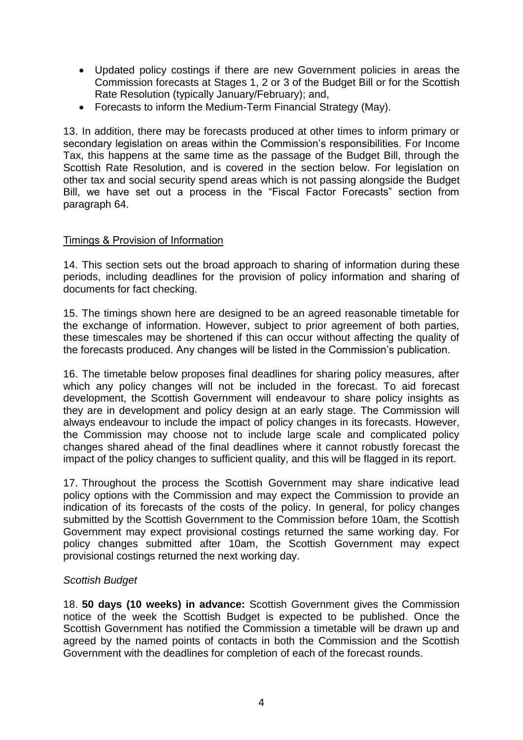- Updated policy costings if there are new Government policies in areas the Commission forecasts at Stages 1, 2 or 3 of the Budget Bill or for the Scottish Rate Resolution (typically January/February); and,
- Forecasts to inform the Medium-Term Financial Strategy (May).

13. In addition, there may be forecasts produced at other times to inform primary or secondary legislation on areas within the Commission's responsibilities. For Income Tax, this happens at the same time as the passage of the Budget Bill, through the Scottish Rate Resolution, and is covered in the section below. For legislation on other tax and social security spend areas which is not passing alongside the Budget Bill, we have set out a process in the "Fiscal Factor Forecasts" section from paragraph 64.

## Timings & Provision of Information

14. This section sets out the broad approach to sharing of information during these periods, including deadlines for the provision of policy information and sharing of documents for fact checking.

15. The timings shown here are designed to be an agreed reasonable timetable for the exchange of information. However, subject to prior agreement of both parties, these timescales may be shortened if this can occur without affecting the quality of the forecasts produced. Any changes will be listed in the Commission's publication.

16. The timetable below proposes final deadlines for sharing policy measures, after which any policy changes will not be included in the forecast. To aid forecast development, the Scottish Government will endeavour to share policy insights as they are in development and policy design at an early stage. The Commission will always endeavour to include the impact of policy changes in its forecasts. However, the Commission may choose not to include large scale and complicated policy changes shared ahead of the final deadlines where it cannot robustly forecast the impact of the policy changes to sufficient quality, and this will be flagged in its report.

17. Throughout the process the Scottish Government may share indicative lead policy options with the Commission and may expect the Commission to provide an indication of its forecasts of the costs of the policy. In general, for policy changes submitted by the Scottish Government to the Commission before 10am, the Scottish Government may expect provisional costings returned the same working day. For policy changes submitted after 10am, the Scottish Government may expect provisional costings returned the next working day.

### *Scottish Budget*

18. **50 days (10 weeks) in advance:** Scottish Government gives the Commission notice of the week the Scottish Budget is expected to be published. Once the Scottish Government has notified the Commission a timetable will be drawn up and agreed by the named points of contacts in both the Commission and the Scottish Government with the deadlines for completion of each of the forecast rounds.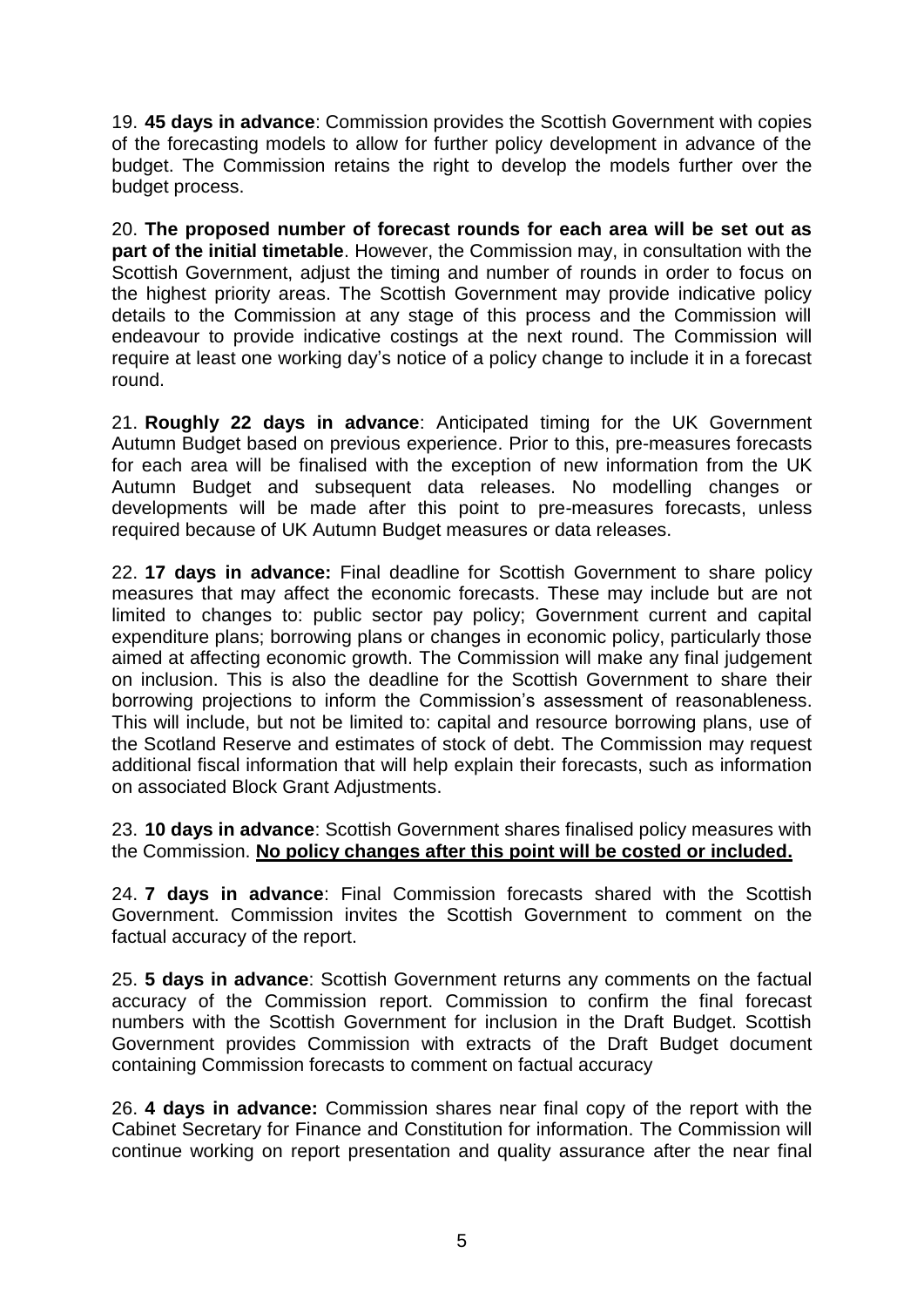19. **45 days in advance**: Commission provides the Scottish Government with copies of the forecasting models to allow for further policy development in advance of the budget. The Commission retains the right to develop the models further over the budget process.

20. **The proposed number of forecast rounds for each area will be set out as part of the initial timetable**. However, the Commission may, in consultation with the Scottish Government, adjust the timing and number of rounds in order to focus on the highest priority areas. The Scottish Government may provide indicative policy details to the Commission at any stage of this process and the Commission will endeavour to provide indicative costings at the next round. The Commission will require at least one working day's notice of a policy change to include it in a forecast round.

21. **Roughly 22 days in advance**: Anticipated timing for the UK Government Autumn Budget based on previous experience. Prior to this, pre-measures forecasts for each area will be finalised with the exception of new information from the UK Autumn Budget and subsequent data releases. No modelling changes or developments will be made after this point to pre-measures forecasts, unless required because of UK Autumn Budget measures or data releases.

22. **17 days in advance:** Final deadline for Scottish Government to share policy measures that may affect the economic forecasts. These may include but are not limited to changes to: public sector pay policy; Government current and capital expenditure plans; borrowing plans or changes in economic policy, particularly those aimed at affecting economic growth. The Commission will make any final judgement on inclusion. This is also the deadline for the Scottish Government to share their borrowing projections to inform the Commission's assessment of reasonableness. This will include, but not be limited to: capital and resource borrowing plans, use of the Scotland Reserve and estimates of stock of debt. The Commission may request additional fiscal information that will help explain their forecasts, such as information on associated Block Grant Adjustments.

23. **10 days in advance**: Scottish Government shares finalised policy measures with the Commission. **No policy changes after this point will be costed or included.**

24. **7 days in advance**: Final Commission forecasts shared with the Scottish Government. Commission invites the Scottish Government to comment on the factual accuracy of the report.

25. **5 days in advance**: Scottish Government returns any comments on the factual accuracy of the Commission report. Commission to confirm the final forecast numbers with the Scottish Government for inclusion in the Draft Budget. Scottish Government provides Commission with extracts of the Draft Budget document containing Commission forecasts to comment on factual accuracy

26. **4 days in advance:** Commission shares near final copy of the report with the Cabinet Secretary for Finance and Constitution for information. The Commission will continue working on report presentation and quality assurance after the near final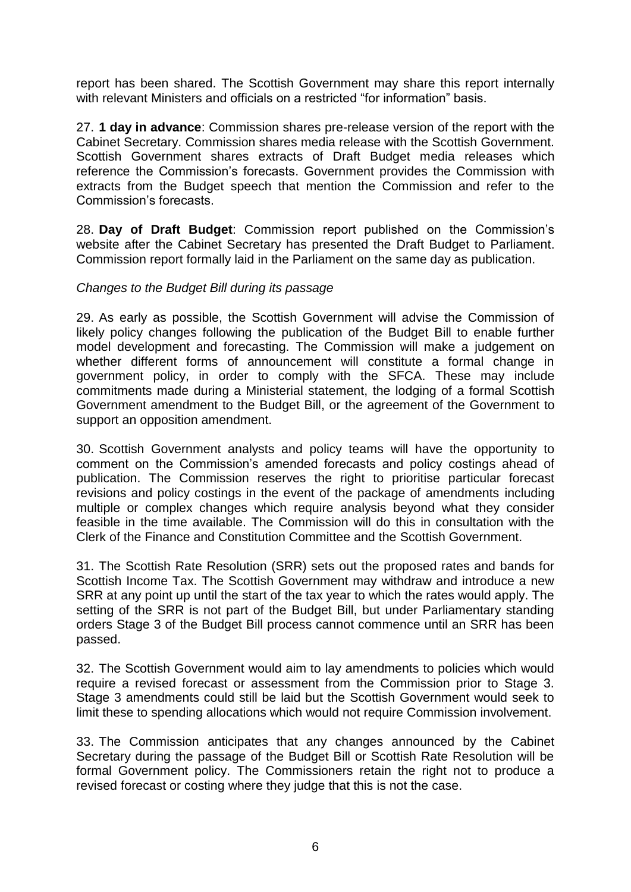report has been shared. The Scottish Government may share this report internally with relevant Ministers and officials on a restricted “for information” basis.

27. **1 day in advance**: Commission shares pre-release version of the report with the Cabinet Secretary. Commission shares media release with the Scottish Government. Scottish Government shares extracts of Draft Budget media releases which reference the Commission’s forecasts. Government provides the Commission with extracts from the Budget speech that mention the Commission and refer to the Commission’s forecasts.

28. **Day of Draft Budget**: Commission report published on the Commission’s website after the Cabinet Secretary has presented the Draft Budget to Parliament. Commission report formally laid in the Parliament on the same day as publication.

*Changes to the Budget Bill during its passage*

29. As early as possible, the Scottish Government will advise the Commission of likely policy changes following the publication of the Budget Bill to enable further model development and forecasting. The Commission will make a judgement on whether different forms of announcement will constitute a formal change in government policy, in order to comply with the SFCA. These may include commitments made during a Ministerial statement, the lodging of a formal Scottish Government amendment to the Budget Bill, or the agreement of the Government to support an opposition amendment.

30. Scottish Government analysts and policy teams will have the opportunity to comment on the Commission’s amended forecasts and policy costings ahead of publication. The Commission reserves the right to prioritise particular forecast revisions and policy costings in the event of the package of amendments including multiple or complex changes which require analysis beyond what they consider feasible in the time available. The Commission will do this in consultation with the Clerk of the Finance and Constitution Committee and the Scottish Government.

31. The Scottish Rate Resolution (SRR) sets out the proposed rates and bands for Scottish Income Tax. The Scottish Government may withdraw and introduce a new SRR at any point up until the start of the tax year to which the rates would apply. The setting of the SRR is not part of the Budget Bill, but under Parliamentary standing orders Stage 3 of the Budget Bill process cannot commence until an SRR has been passed.

32. The Scottish Government would aim to lay amendments to policies which would require a revised forecast or assessment from the Commission prior to Stage 3. Stage 3 amendments could still be laid but the Scottish Government would seek to limit these to spending allocations which would not require Commission involvement.

33. The Commission anticipates that any changes announced by the Cabinet Secretary during the passage of the Budget Bill or Scottish Rate Resolution will be formal Government policy. The Commissioners retain the right not to produce a revised forecast or costing where they judge that this is not the case.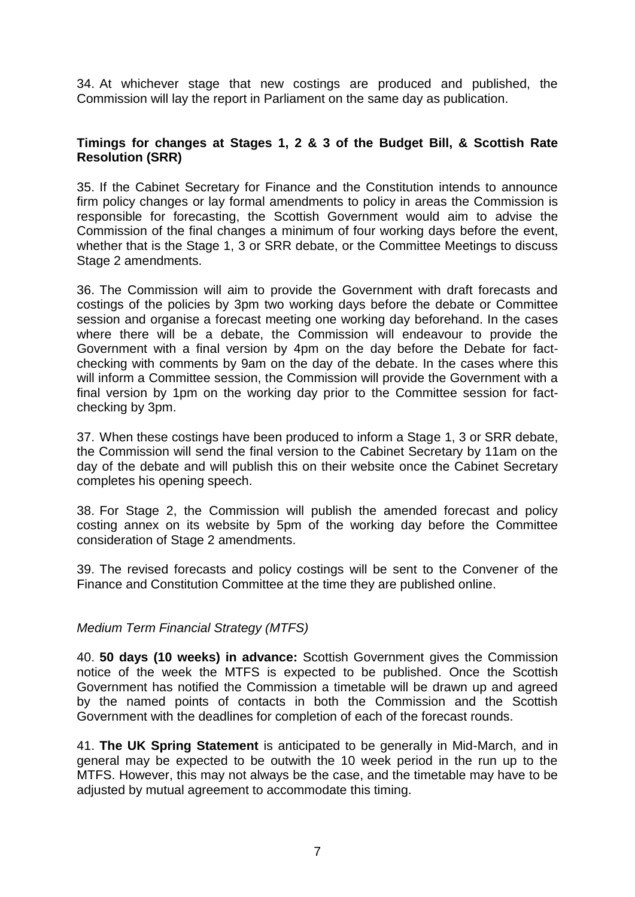34. At whichever stage that new costings are produced and published, the Commission will lay the report in Parliament on the same day as publication.

**Timings for changes at Stages 1, 2 & 3 of the Budget Bill, & Scottish Rate Resolution (SRR)**

35. If the Cabinet Secretary for Finance and the Constitution intends to announce firm policy changes or lay formal amendments to policy in areas the Commission is responsible for forecasting, the Scottish Government would aim to advise the Commission of the final changes a minimum of four working days before the event, whether that is the Stage 1, 3 or SRR debate, or the Committee Meetings to discuss Stage 2 amendments.

36. The Commission will aim to provide the Government with draft forecasts and costings of the policies by 3pm two working days before the debate or Committee session and organise a forecast meeting one working day beforehand. In the cases where there will be a debate, the Commission will endeavour to provide the Government with a final version by 4pm on the day before the Debate for fact-checking with comments by 9am on the day of the debate. In the cases where this will inform a Committee session, the Commission will provide the Government with a final version by 1pm on the working day prior to the Committee session for fact-checking by 3pm.

37. When these costings have been produced to inform a Stage 1, 3 or SRR debate, the Commission will send the final version to the Cabinet Secretary by 11am on the day of the debate and will publish this on their website once the Cabinet Secretary completes his opening speech.

38. For Stage 2, the Commission will publish the amended forecast and policy costing annex on its website by 5pm of the working day before the Committee consideration of Stage 2 amendments.

39. The revised forecasts and policy costings will be sent to the Convener of the Finance and Constitution Committee at the time they are published online.

*Medium Term Financial Strategy (MTFS)*

40. **50 days (10 weeks) in advance:** Scottish Government gives the Commission notice of the week the MTFS is expected to be published. Once the Scottish Government has notified the Commission a timetable will be drawn up and agreed by the named points of contacts in both the Commission and the Scottish Government with the deadlines for completion of each of the forecast rounds.

41. **The UK Spring Statement** is anticipated to be generally in Mid-March, and in general may be expected to be outwith the 10 week period in the run up to the MTFS. However, this may not always be the case, and the timetable may have to be adjusted by mutual agreement to accommodate this timing.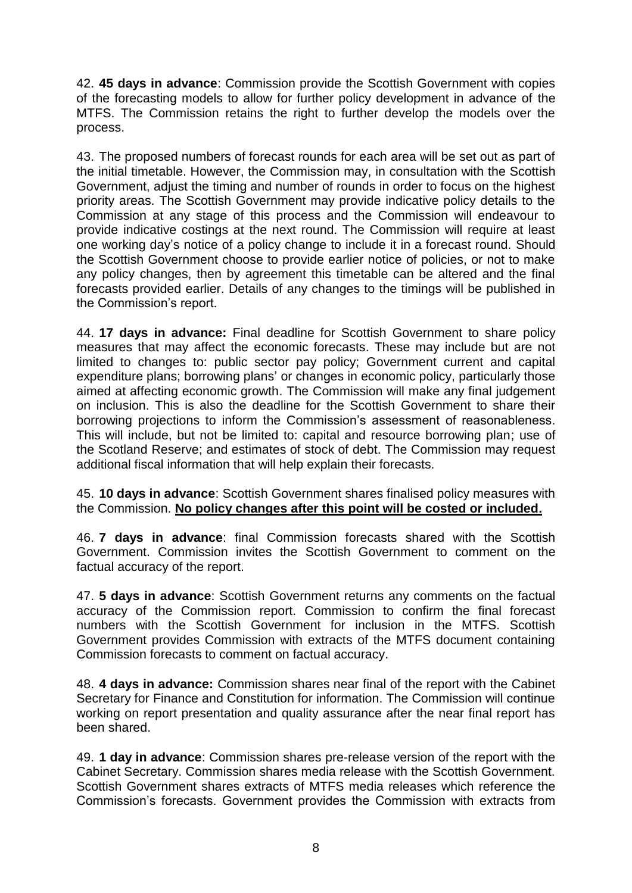42. **45 days in advance**: Commission provide the Scottish Government with copies of the forecasting models to allow for further policy development in advance of the MTFS. The Commission retains the right to further develop the models over the process.

43. The proposed numbers of forecast rounds for each area will be set out as part of the initial timetable. However, the Commission may, in consultation with the Scottish Government, adjust the timing and number of rounds in order to focus on the highest priority areas. The Scottish Government may provide indicative policy details to the Commission at any stage of this process and the Commission will endeavour to provide indicative costings at the next round. The Commission will require at least one working day's notice of a policy change to include it in a forecast round. Should the Scottish Government choose to provide earlier notice of policies, or not to make any policy changes, then by agreement this timetable can be altered and the final forecasts provided earlier. Details of any changes to the timings will be published in the Commission's report.

44. **17 days in advance:** Final deadline for Scottish Government to share policy measures that may affect the economic forecasts. These may include but are not limited to changes to: public sector pay policy; Government current and capital expenditure plans; borrowing plans' or changes in economic policy, particularly those aimed at affecting economic growth. The Commission will make any final judgement on inclusion. This is also the deadline for the Scottish Government to share their borrowing projections to inform the Commission's assessment of reasonableness. This will include, but not be limited to: capital and resource borrowing plan; use of the Scotland Reserve; and estimates of stock of debt. The Commission may request additional fiscal information that will help explain their forecasts.

45. **10 days in advance**: Scottish Government shares finalised policy measures with the Commission. **<u>No policy changes after this point will be costed or included.</u>**

46. **7 days in advance**: final Commission forecasts shared with the Scottish Government. Commission invites the Scottish Government to comment on the factual accuracy of the report.

47. **5 days in advance**: Scottish Government returns any comments on the factual accuracy of the Commission report. Commission to confirm the final forecast numbers with the Scottish Government for inclusion in the MTFS. Scottish Government provides Commission with extracts of the MTFS document containing Commission forecasts to comment on factual accuracy.

48. **4 days in advance:** Commission shares near final of the report with the Cabinet Secretary for Finance and Constitution for information. The Commission will continue working on report presentation and quality assurance after the near final report has been shared.

49. **1 day in advance**: Commission shares pre-release version of the report with the Cabinet Secretary. Commission shares media release with the Scottish Government. Scottish Government shares extracts of MTFS media releases which reference the Commission's forecasts. Government provides the Commission with extracts from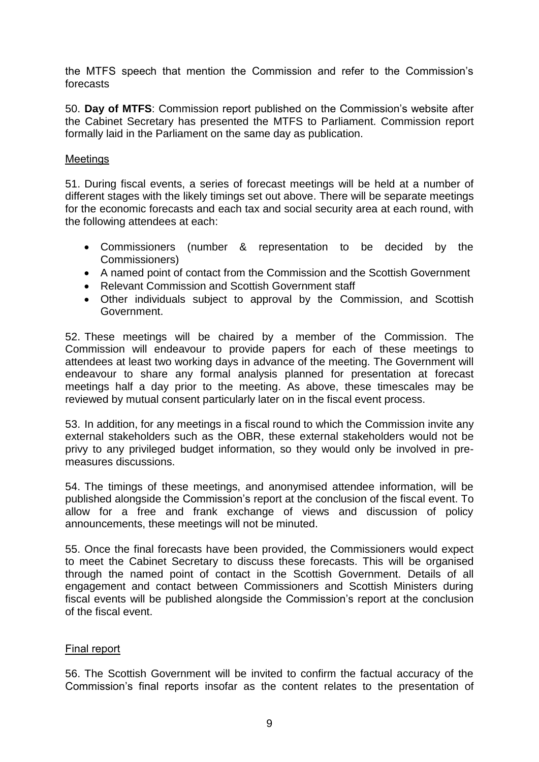the MTFS speech that mention the Commission and refer to the Commission's forecasts

50. **Day of MTFS**: Commission report published on the Commission's website after the Cabinet Secretary has presented the MTFS to Parliament. Commission report formally laid in the Parliament on the same day as publication.

Meetings

51. During fiscal events, a series of forecast meetings will be held at a number of different stages with the likely timings set out above. There will be separate meetings for the economic forecasts and each tax and social security area at each round, with the following attendees at each:

- Commissioners (number & representation to be decided by the Commissioners)
- A named point of contact from the Commission and the Scottish Government
- Relevant Commission and Scottish Government staff
- Other individuals subject to approval by the Commission, and Scottish Government.

52. These meetings will be chaired by a member of the Commission. The Commission will endeavour to provide papers for each of these meetings to attendees at least two working days in advance of the meeting. The Government will endeavour to share any formal analysis planned for presentation at forecast meetings half a day prior to the meeting. As above, these timescales may be reviewed by mutual consent particularly later on in the fiscal event process.

53. In addition, for any meetings in a fiscal round to which the Commission invite any external stakeholders such as the OBR, these external stakeholders would not be privy to any privileged budget information, so they would only be involved in pre-measures discussions.

54. The timings of these meetings, and anonymised attendee information, will be published alongside the Commission's report at the conclusion of the fiscal event. To allow for a free and frank exchange of views and discussion of policy announcements, these meetings will not be minuted.

55. Once the final forecasts have been provided, the Commissioners would expect to meet the Cabinet Secretary to discuss these forecasts. This will be organised through the named point of contact in the Scottish Government. Details of all engagement and contact between Commissioners and Scottish Ministers during fiscal events will be published alongside the Commission's report at the conclusion of the fiscal event.

Final report

56. The Scottish Government will be invited to confirm the factual accuracy of the Commission's final reports insofar as the content relates to the presentation of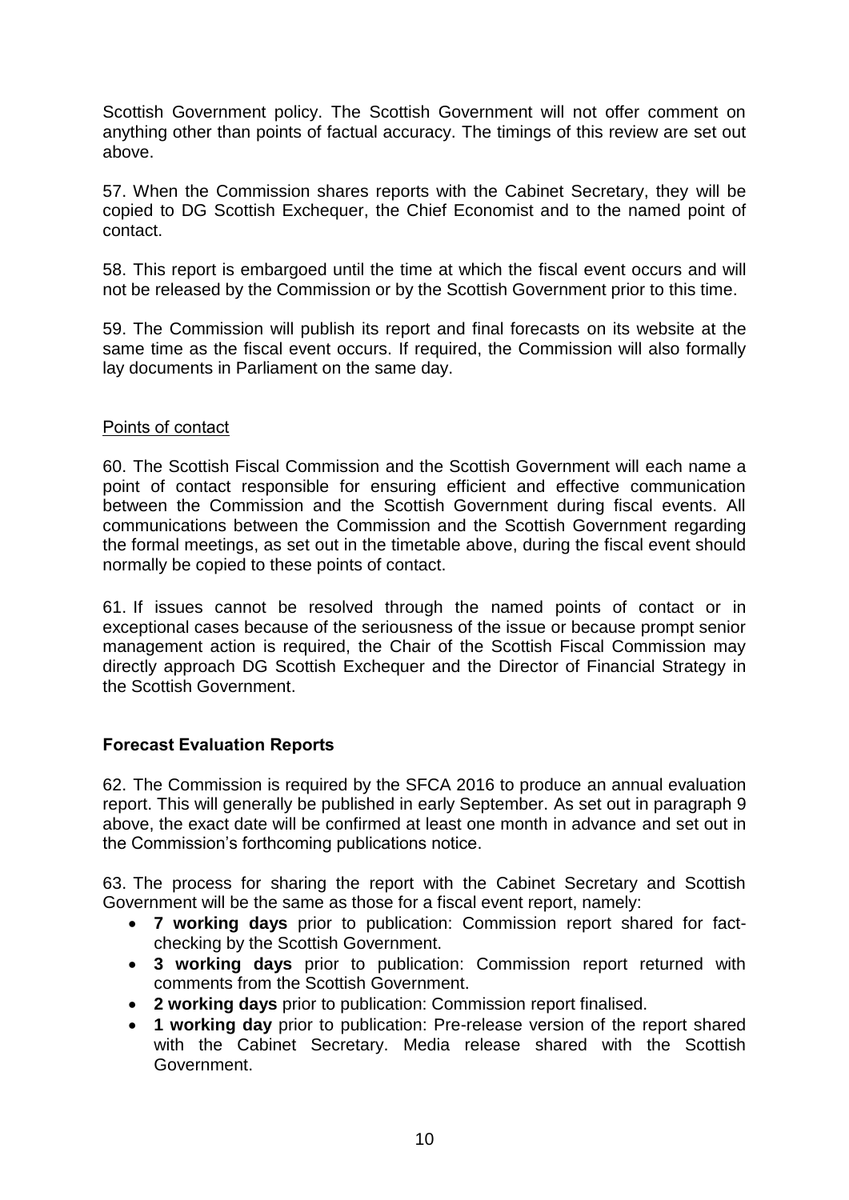Scottish Government policy. The Scottish Government will not offer comment on anything other than points of factual accuracy. The timings of this review are set out above.

57. When the Commission shares reports with the Cabinet Secretary, they will be copied to DG Scottish Exchequer, the Chief Economist and to the named point of contact.

58. This report is embargoed until the time at which the fiscal event occurs and will not be released by the Commission or by the Scottish Government prior to this time.

59. The Commission will publish its report and final forecasts on its website at the same time as the fiscal event occurs. If required, the Commission will also formally lay documents in Parliament on the same day.

Points of contact

60. The Scottish Fiscal Commission and the Scottish Government will each name a point of contact responsible for ensuring efficient and effective communication between the Commission and the Scottish Government during fiscal events. All communications between the Commission and the Scottish Government regarding the formal meetings, as set out in the timetable above, during the fiscal event should normally be copied to these points of contact.

61. If issues cannot be resolved through the named points of contact or in exceptional cases because of the seriousness of the issue or because prompt senior management action is required, the Chair of the Scottish Fiscal Commission may directly approach DG Scottish Exchequer and the Director of Financial Strategy in the Scottish Government.

### Forecast Evaluation Reports

62. The Commission is required by the SFCA 2016 to produce an annual evaluation report. This will generally be published in early September. As set out in paragraph 9 above, the exact date will be confirmed at least one month in advance and set out in the Commission's forthcoming publications notice.

63. The process for sharing the report with the Cabinet Secretary and Scottish Government will be the same as those for a fiscal event report, namely:

- **7 working days** prior to publication: Commission report shared for fact-checking by the Scottish Government.
- **3 working days** prior to publication: Commission report returned with comments from the Scottish Government.
- **2 working days** prior to publication: Commission report finalised.
- **1 working day** prior to publication: Pre-release version of the report shared with the Cabinet Secretary. Media release shared with the Scottish Government.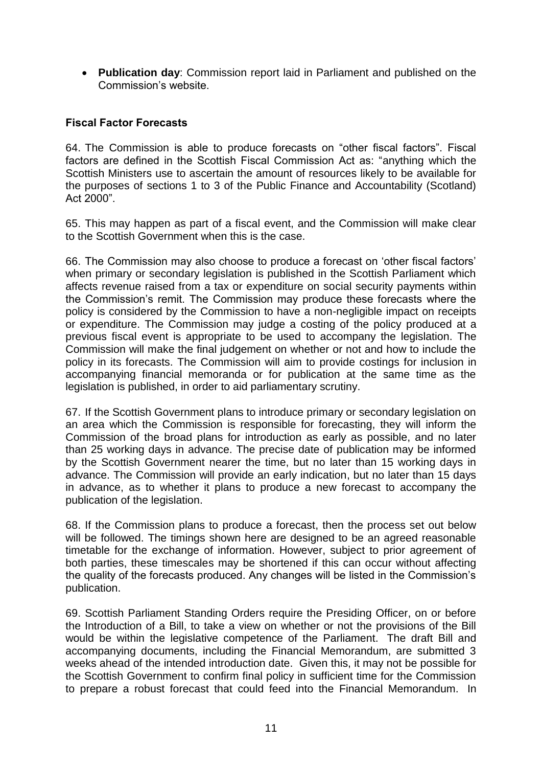- **Publication day**: Commission report laid in Parliament and published on the Commission's website.

### Fiscal Factor Forecasts

64. The Commission is able to produce forecasts on "other fiscal factors". Fiscal factors are defined in the Scottish Fiscal Commission Act as: "anything which the Scottish Ministers use to ascertain the amount of resources likely to be available for the purposes of sections 1 to 3 of the Public Finance and Accountability (Scotland) Act 2000".

65. This may happen as part of a fiscal event, and the Commission will make clear to the Scottish Government when this is the case.

66. The Commission may also choose to produce a forecast on 'other fiscal factors' when primary or secondary legislation is published in the Scottish Parliament which affects revenue raised from a tax or expenditure on social security payments within the Commission's remit. The Commission may produce these forecasts where the policy is considered by the Commission to have a non-negligible impact on receipts or expenditure. The Commission may judge a costing of the policy produced at a previous fiscal event is appropriate to be used to accompany the legislation. The Commission will make the final judgement on whether or not and how to include the policy in its forecasts. The Commission will aim to provide costings for inclusion in accompanying financial memoranda or for publication at the same time as the legislation is published, in order to aid parliamentary scrutiny.

67. If the Scottish Government plans to introduce primary or secondary legislation on an area which the Commission is responsible for forecasting, they will inform the Commission of the broad plans for introduction as early as possible, and no later than 25 working days in advance. The precise date of publication may be informed by the Scottish Government nearer the time, but no later than 15 working days in advance. The Commission will provide an early indication, but no later than 15 days in advance, as to whether it plans to produce a new forecast to accompany the publication of the legislation.

68. If the Commission plans to produce a forecast, then the process set out below will be followed. The timings shown here are designed to be an agreed reasonable timetable for the exchange of information. However, subject to prior agreement of both parties, these timescales may be shortened if this can occur without affecting the quality of the forecasts produced. Any changes will be listed in the Commission's publication.

69. Scottish Parliament Standing Orders require the Presiding Officer, on or before the Introduction of a Bill, to take a view on whether or not the provisions of the Bill would be within the legislative competence of the Parliament. The draft Bill and accompanying documents, including the Financial Memorandum, are submitted 3 weeks ahead of the intended introduction date. Given this, it may not be possible for the Scottish Government to confirm final policy in sufficient time for the Commission to prepare a robust forecast that could feed into the Financial Memorandum. In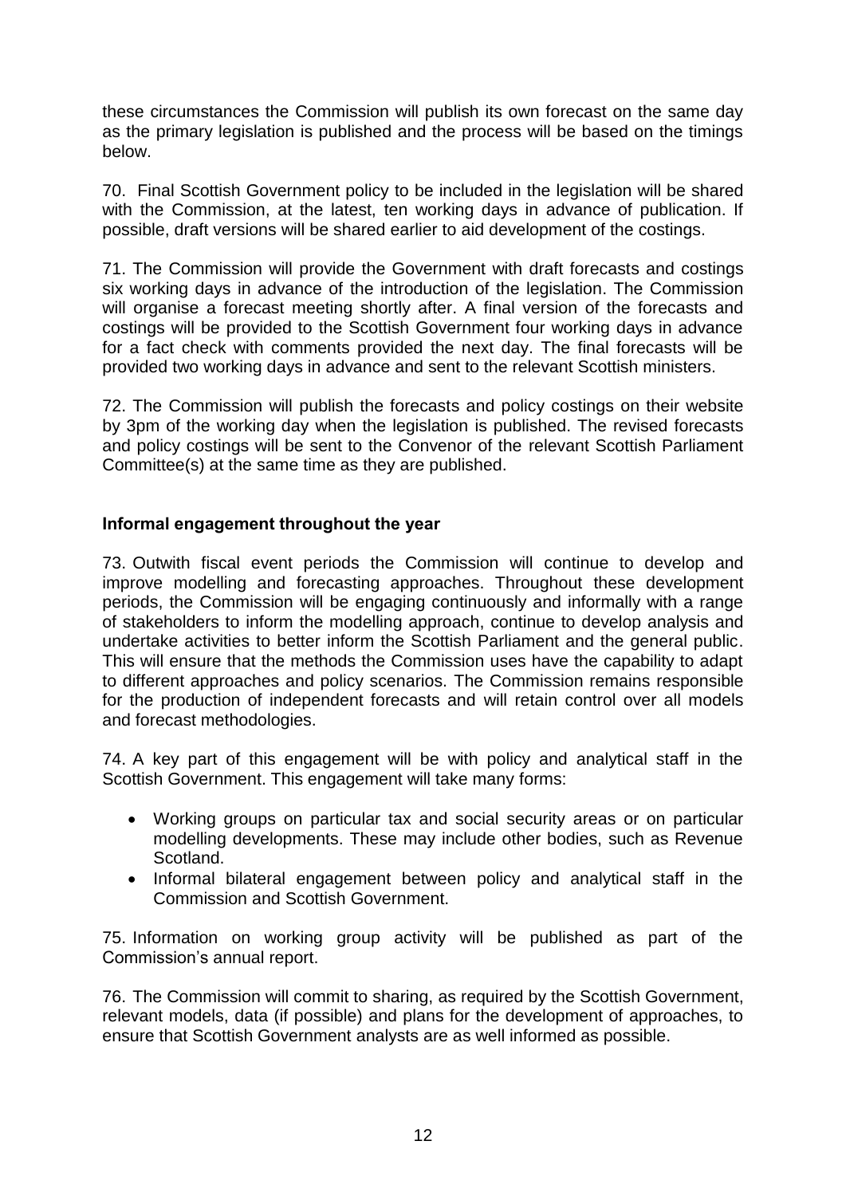these circumstances the Commission will publish its own forecast on the same day as the primary legislation is published and the process will be based on the timings below.

70. Final Scottish Government policy to be included in the legislation will be shared with the Commission, at the latest, ten working days in advance of publication. If possible, draft versions will be shared earlier to aid development of the costings.

71. The Commission will provide the Government with draft forecasts and costings six working days in advance of the introduction of the legislation. The Commission will organise a forecast meeting shortly after. A final version of the forecasts and costings will be provided to the Scottish Government four working days in advance for a fact check with comments provided the next day. The final forecasts will be provided two working days in advance and sent to the relevant Scottish ministers.

72. The Commission will publish the forecasts and policy costings on their website by 3pm of the working day when the legislation is published. The revised forecasts and policy costings will be sent to the Convenor of the relevant Scottish Parliament Committee(s) at the same time as they are published.

**Informal engagement throughout the year**

73. Outwith fiscal event periods the Commission will continue to develop and improve modelling and forecasting approaches. Throughout these development periods, the Commission will be engaging continuously and informally with a range of stakeholders to inform the modelling approach, continue to develop analysis and undertake activities to better inform the Scottish Parliament and the general public. This will ensure that the methods the Commission uses have the capability to adapt to different approaches and policy scenarios. The Commission remains responsible for the production of independent forecasts and will retain control over all models and forecast methodologies.

74. A key part of this engagement will be with policy and analytical staff in the Scottish Government. This engagement will take many forms:

- Working groups on particular tax and social security areas or on particular modelling developments. These may include other bodies, such as Revenue Scotland.
- Informal bilateral engagement between policy and analytical staff in the Commission and Scottish Government.

75. Information on working group activity will be published as part of the Commission's annual report.

76. The Commission will commit to sharing, as required by the Scottish Government, relevant models, data (if possible) and plans for the development of approaches, to ensure that Scottish Government analysts are as well informed as possible.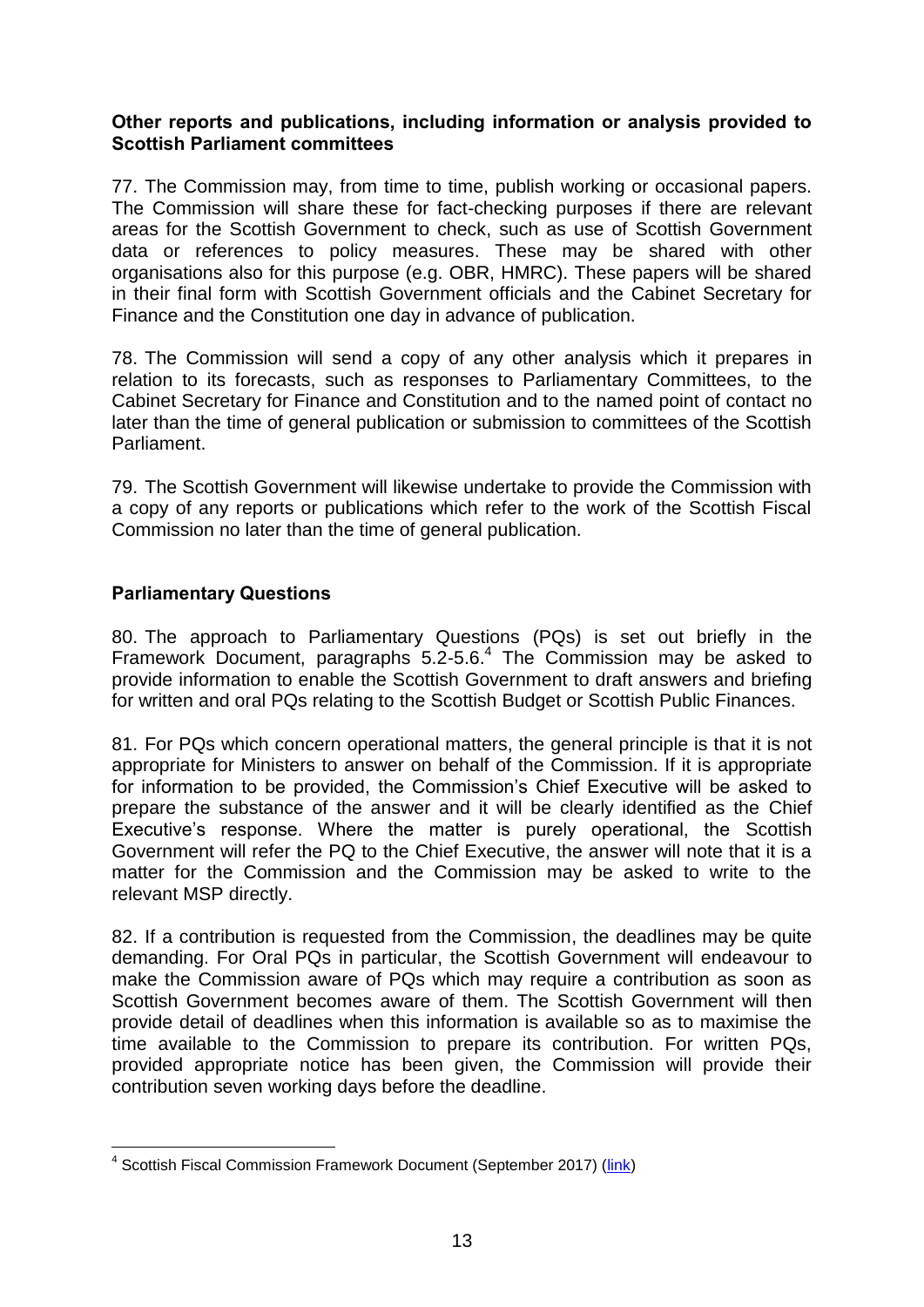**Other reports and publications, including information or analysis provided to Scottish Parliament committees**

77. The Commission may, from time to time, publish working or occasional papers. The Commission will share these for fact-checking purposes if there are relevant areas for the Scottish Government to check, such as use of Scottish Government data or references to policy measures. These may be shared with other organisations also for this purpose (e.g. OBR, HMRC). These papers will be shared in their final form with Scottish Government officials and the Cabinet Secretary for Finance and the Constitution one day in advance of publication.

78. The Commission will send a copy of any other analysis which it prepares in relation to its forecasts, such as responses to Parliamentary Committees, to the Cabinet Secretary for Finance and Constitution and to the named point of contact no later than the time of general publication or submission to committees of the Scottish Parliament.

79. The Scottish Government will likewise undertake to provide the Commission with a copy of any reports or publications which refer to the work of the Scottish Fiscal Commission no later than the time of general publication.

**Parliamentary Questions**

80. The approach to Parliamentary Questions (PQs) is set out briefly in the Framework Document, paragraphs 5.2-5.6.[4] The Commission may be asked to provide information to enable the Scottish Government to draft answers and briefing for written and oral PQs relating to the Scottish Budget or Scottish Public Finances.

81. For PQs which concern operational matters, the general principle is that it is not appropriate for Ministers to answer on behalf of the Commission. If it is appropriate for information to be provided, the Commission's Chief Executive will be asked to prepare the substance of the answer and it will be clearly identified as the Chief Executive's response. Where the matter is purely operational, the Scottish Government will refer the PQ to the Chief Executive, the answer will note that it is a matter for the Commission and the Commission may be asked to write to the relevant MSP directly.

82. If a contribution is requested from the Commission, the deadlines may be quite demanding. For Oral PQs in particular, the Scottish Government will endeavour to make the Commission aware of PQs which may require a contribution as soon as Scottish Government becomes aware of them. The Scottish Government will then provide detail of deadlines when this information is available so as to maximise the time available to the Commission to prepare its contribution. For written PQs, provided appropriate notice has been given, the Commission will provide their contribution seven working days before the deadline.

---

[4] Scottish Fiscal Commission Framework Document (September 2017) (link)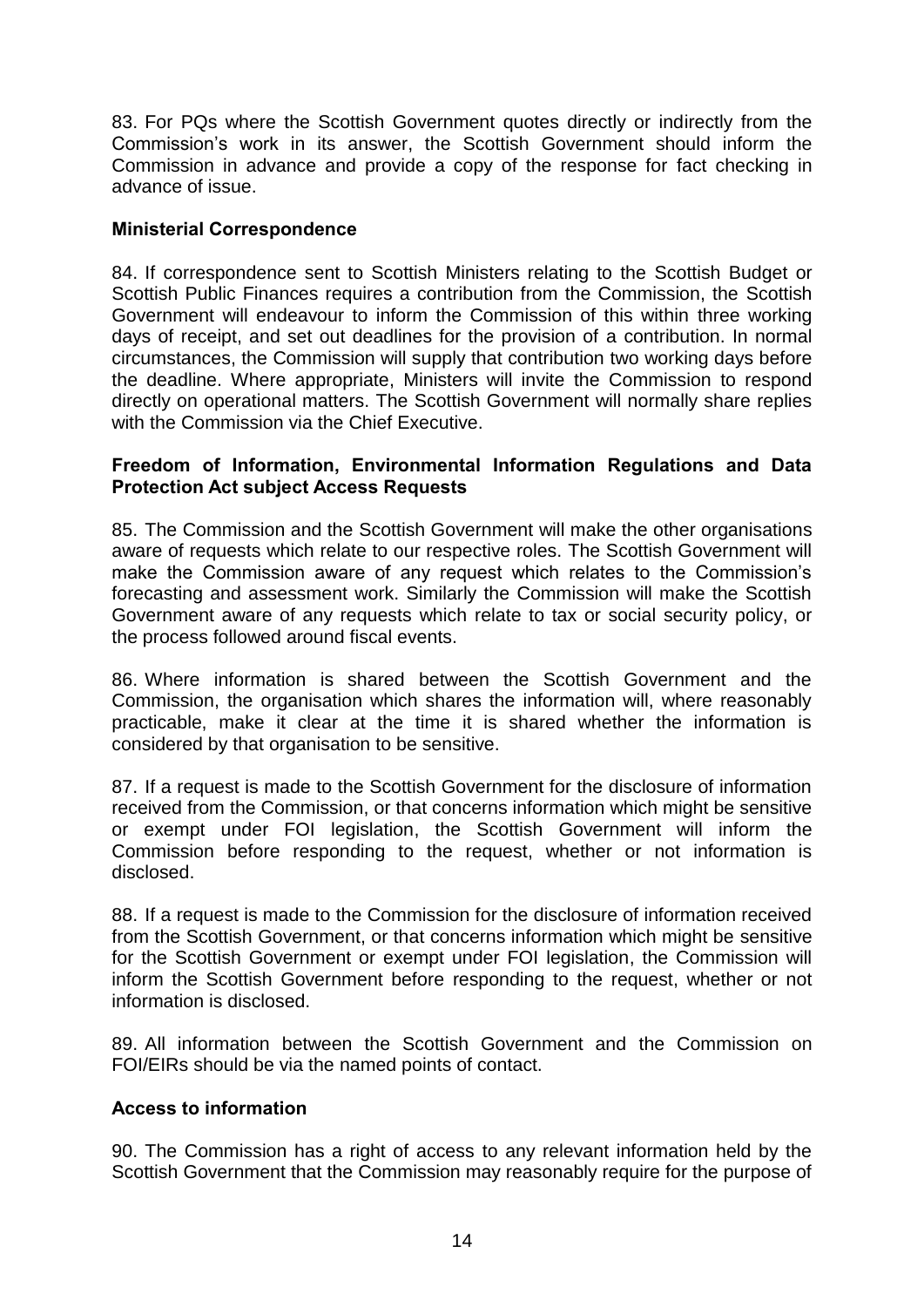83. For PQs where the Scottish Government quotes directly or indirectly from the Commission's work in its answer, the Scottish Government should inform the Commission in advance and provide a copy of the response for fact checking in advance of issue.

### Ministerial Correspondence

84. If correspondence sent to Scottish Ministers relating to the Scottish Budget or Scottish Public Finances requires a contribution from the Commission, the Scottish Government will endeavour to inform the Commission of this within three working days of receipt, and set out deadlines for the provision of a contribution. In normal circumstances, the Commission will supply that contribution two working days before the deadline. Where appropriate, Ministers will invite the Commission to respond directly on operational matters. The Scottish Government will normally share replies with the Commission via the Chief Executive.

### Freedom of Information, Environmental Information Regulations and Data Protection Act subject Access Requests

85. The Commission and the Scottish Government will make the other organisations aware of requests which relate to our respective roles. The Scottish Government will make the Commission aware of any request which relates to the Commission's forecasting and assessment work. Similarly the Commission will make the Scottish Government aware of any requests which relate to tax or social security policy, or the process followed around fiscal events.

86. Where information is shared between the Scottish Government and the Commission, the organisation which shares the information will, where reasonably practicable, make it clear at the time it is shared whether the information is considered by that organisation to be sensitive.

87. If a request is made to the Scottish Government for the disclosure of information received from the Commission, or that concerns information which might be sensitive or exempt under FOI legislation, the Scottish Government will inform the Commission before responding to the request, whether or not information is disclosed.

88. If a request is made to the Commission for the disclosure of information received from the Scottish Government, or that concerns information which might be sensitive for the Scottish Government or exempt under FOI legislation, the Commission will inform the Scottish Government before responding to the request, whether or not information is disclosed.

89. All information between the Scottish Government and the Commission on FOI/EIRs should be via the named points of contact.

### Access to information

90. The Commission has a right of access to any relevant information held by the Scottish Government that the Commission may reasonably require for the purpose of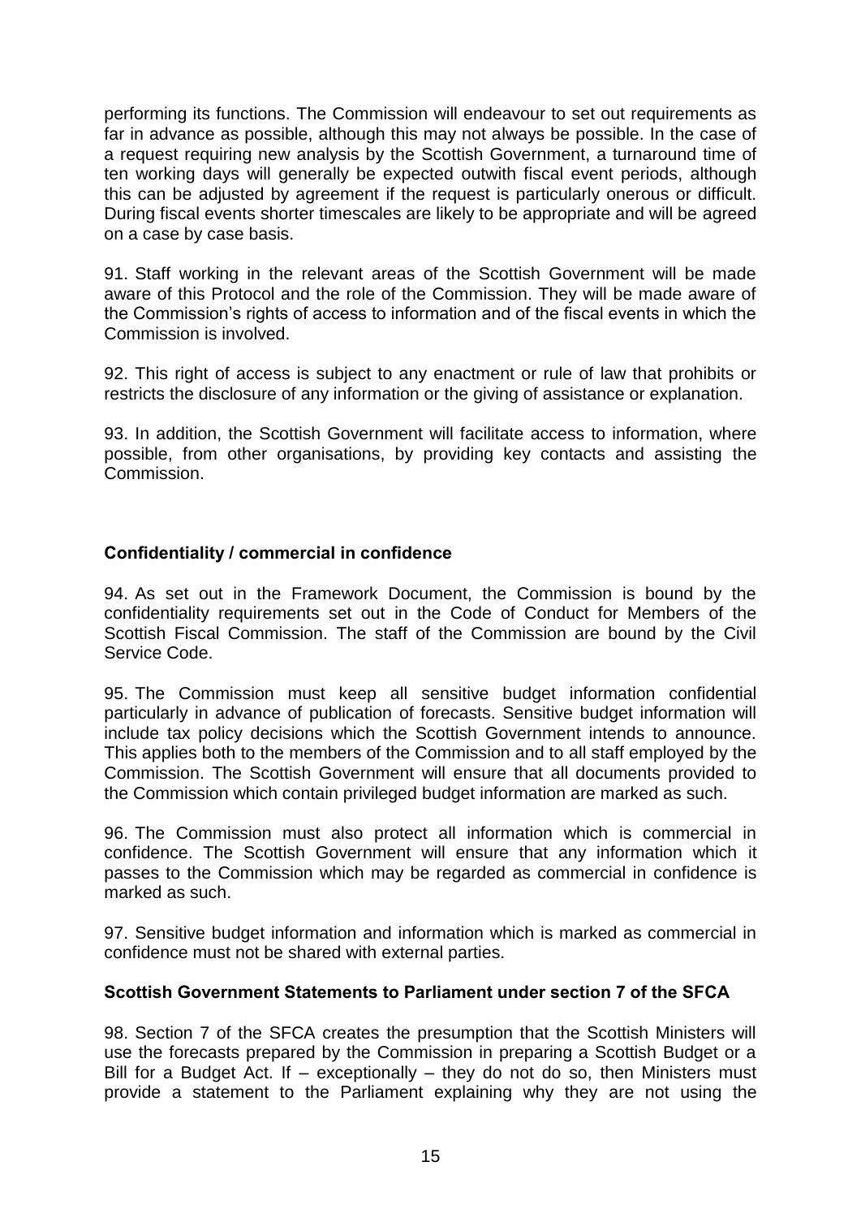performing its functions. The Commission will endeavour to set out requirements as far in advance as possible, although this may not always be possible. In the case of a request requiring new analysis by the Scottish Government, a turnaround time of ten working days will generally be expected outwith fiscal event periods, although this can be adjusted by agreement if the request is particularly onerous or difficult. During fiscal events shorter timescales are likely to be appropriate and will be agreed on a case by case basis.

91. Staff working in the relevant areas of the Scottish Government will be made aware of this Protocol and the role of the Commission. They will be made aware of the Commission's rights of access to information and of the fiscal events in which the Commission is involved.

92. This right of access is subject to any enactment or rule of law that prohibits or restricts the disclosure of any information or the giving of assistance or explanation.

93. In addition, the Scottish Government will facilitate access to information, where possible, from other organisations, by providing key contacts and assisting the Commission.

### Confidentiality / commercial in confidence

94. As set out in the Framework Document, the Commission is bound by the confidentiality requirements set out in the Code of Conduct for Members of the Scottish Fiscal Commission. The staff of the Commission are bound by the Civil Service Code.

95. The Commission must keep all sensitive budget information confidential particularly in advance of publication of forecasts. Sensitive budget information will include tax policy decisions which the Scottish Government intends to announce. This applies both to the members of the Commission and to all staff employed by the Commission. The Scottish Government will ensure that all documents provided to the Commission which contain privileged budget information are marked as such.

96. The Commission must also protect all information which is commercial in confidence. The Scottish Government will ensure that any information which it passes to the Commission which may be regarded as commercial in confidence is marked as such.

97. Sensitive budget information and information which is marked as commercial in confidence must not be shared with external parties.

### Scottish Government Statements to Parliament under section 7 of the SFCA

98. Section 7 of the SFCA creates the presumption that the Scottish Ministers will use the forecasts prepared by the Commission in preparing a Scottish Budget or a Bill for a Budget Act. If – exceptionally – they do not do so, then Ministers must provide a statement to the Parliament explaining why they are not using the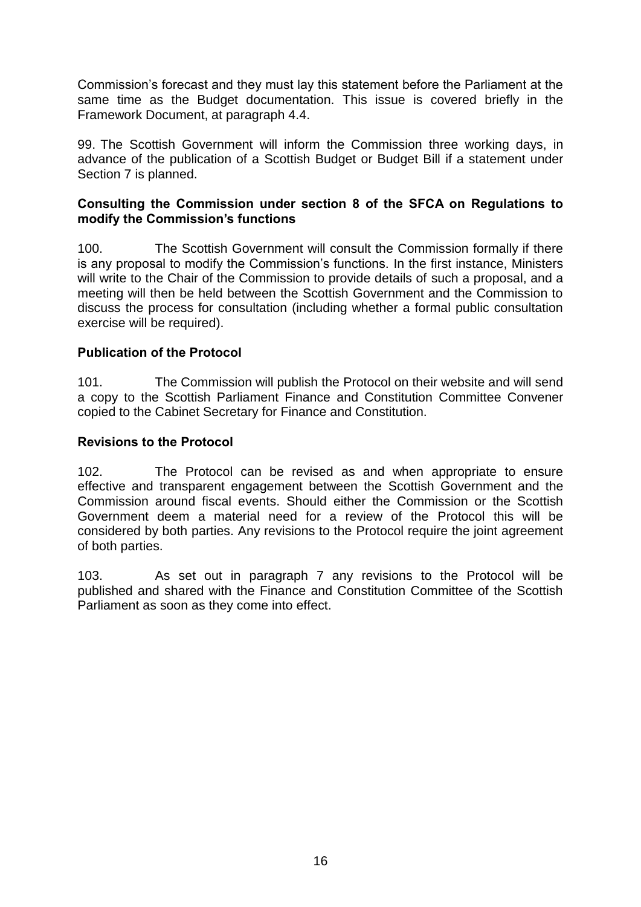Commission's forecast and they must lay this statement before the Parliament at the same time as the Budget documentation. This issue is covered briefly in the Framework Document, at paragraph 4.4.

99. The Scottish Government will inform the Commission three working days, in advance of the publication of a Scottish Budget or Budget Bill if a statement under Section 7 is planned.

**Consulting the Commission under section 8 of the SFCA on Regulations to modify the Commission's functions**

100. The Scottish Government will consult the Commission formally if there is any proposal to modify the Commission's functions. In the first instance, Ministers will write to the Chair of the Commission to provide details of such a proposal, and a meeting will then be held between the Scottish Government and the Commission to discuss the process for consultation (including whether a formal public consultation exercise will be required).

**Publication of the Protocol**

101. The Commission will publish the Protocol on their website and will send a copy to the Scottish Parliament Finance and Constitution Committee Convener copied to the Cabinet Secretary for Finance and Constitution.

**Revisions to the Protocol**

102. The Protocol can be revised as and when appropriate to ensure effective and transparent engagement between the Scottish Government and the Commission around fiscal events. Should either the Commission or the Scottish Government deem a material need for a review of the Protocol this will be considered by both parties. Any revisions to the Protocol require the joint agreement of both parties.

103. As set out in paragraph 7 any revisions to the Protocol will be published and shared with the Finance and Constitution Committee of the Scottish Parliament as soon as they come into effect.